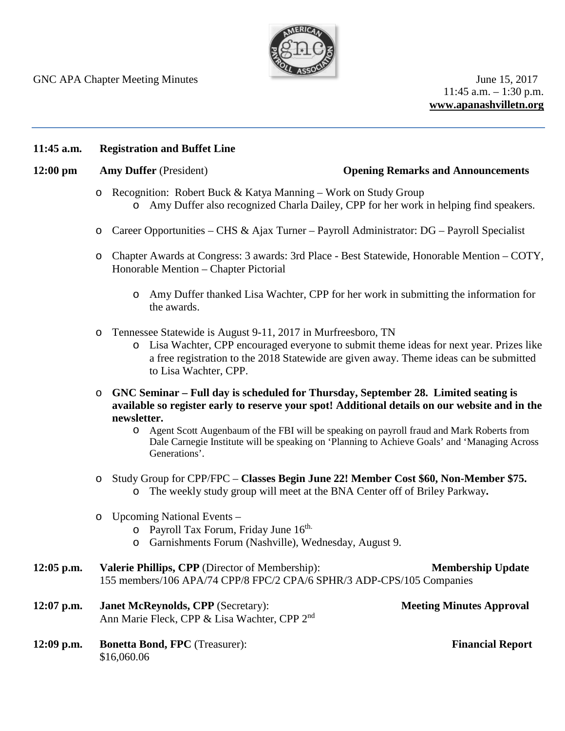GNC APA Chapter Meeting Minutes

June 15, 2017
11:45 a.m. – 1:30 p.m.
**www.apanashvilletn.org**

---

**11:45 a.m.** **Registration and Buffet Line**

**12:00 pm** **Amy Duffer** (President) — **Opening Remarks and Announcements**

- Recognition: Robert Buck & Katya Manning – Work on Study Group
  - Amy Duffer also recognized Charla Dailey, CPP for her work in helping find speakers.
- Career Opportunities – CHS & Ajax Turner – Payroll Administrator: DG – Payroll Specialist
- Chapter Awards at Congress: 3 awards: 3rd Place - Best Statewide, Honorable Mention – COTY, Honorable Mention – Chapter Pictorial
  - Amy Duffer thanked Lisa Wachter, CPP for her work in submitting the information for the awards.
- Tennessee Statewide is August 9-11, 2017 in Murfreesboro, TN
  - Lisa Wachter, CPP encouraged everyone to submit theme ideas for next year. Prizes like a free registration to the 2018 Statewide are given away. Theme ideas can be submitted to Lisa Wachter, CPP.
- **GNC Seminar – Full day is scheduled for Thursday, September 28. Limited seating is available so register early to reserve your spot! Additional details on our website and in the newsletter.**
  - Agent Scott Augenbaum of the FBI will be speaking on payroll fraud and Mark Roberts from Dale Carnegie Institute will be speaking on 'Planning to Achieve Goals' and 'Managing Across Generations'.
- Study Group for CPP/FPC – **Classes Begin June 22! Member Cost $60, Non-Member $75.**
  - The weekly study group will meet at the BNA Center off of Briley Parkway**.**
- Upcoming National Events –
  - Payroll Tax Forum, Friday June 16th.
  - Garnishments Forum (Nashville), Wednesday, August 9.

**12:05 p.m.** **Valerie Phillips, CPP** (Director of Membership): — **Membership Update**
155 members/106 APA/74 CPP/8 FPC/2 CPA/6 SPHR/3 ADP-CPS/105 Companies

**12:07 p.m.** **Janet McReynolds, CPP** (Secretary): — **Meeting Minutes Approval**
Ann Marie Fleck, CPP & Lisa Wachter, CPP 2nd

**12:09 p.m.** **Bonetta Bond, FPC** (Treasurer): — **Financial Report**
$16,060.06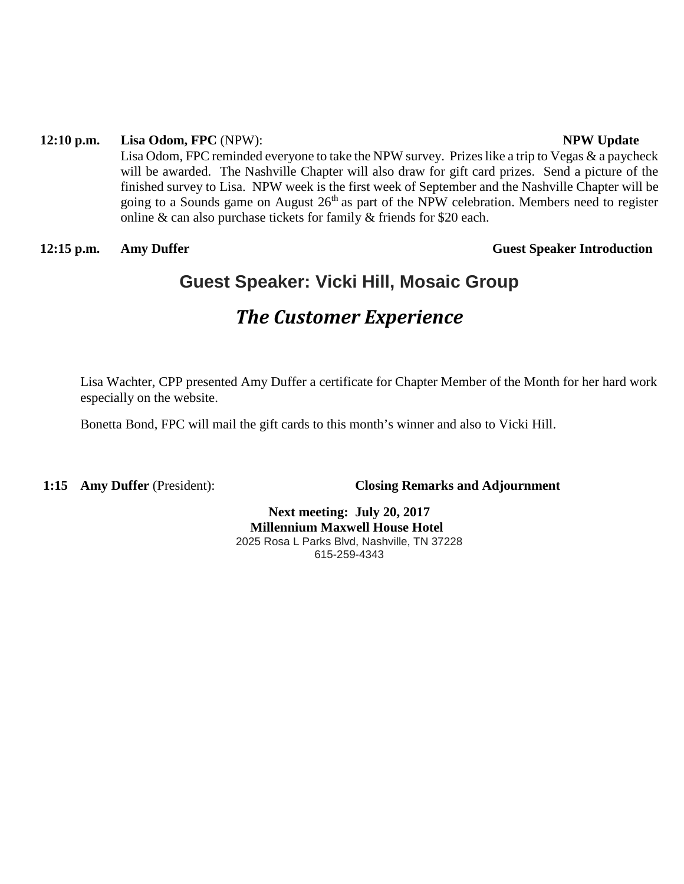**12:10 p.m.** **Lisa Odom, FPC** (NPW): **NPW Update**

Lisa Odom, FPC reminded everyone to take the NPW survey. Prizes like a trip to Vegas & a paycheck will be awarded. The Nashville Chapter will also draw for gift card prizes. Send a picture of the finished survey to Lisa. NPW week is the first week of September and the Nashville Chapter will be going to a Sounds game on August 26th as part of the NPW celebration. Members need to register online & can also purchase tickets for family & friends for $20 each.

**12:15 p.m.** **Amy Duffer** **Guest Speaker Introduction**

## Guest Speaker: Vicki Hill, Mosaic Group

## *The Customer Experience*

Lisa Wachter, CPP presented Amy Duffer a certificate for Chapter Member of the Month for her hard work especially on the website.

Bonetta Bond, FPC will mail the gift cards to this month's winner and also to Vicki Hill.

**1:15** **Amy Duffer** (President): **Closing Remarks and Adjournment**

**Next meeting: July 20, 2017**
**Millennium Maxwell House Hotel**
2025 Rosa L Parks Blvd, Nashville, TN 37228
615-259-4343